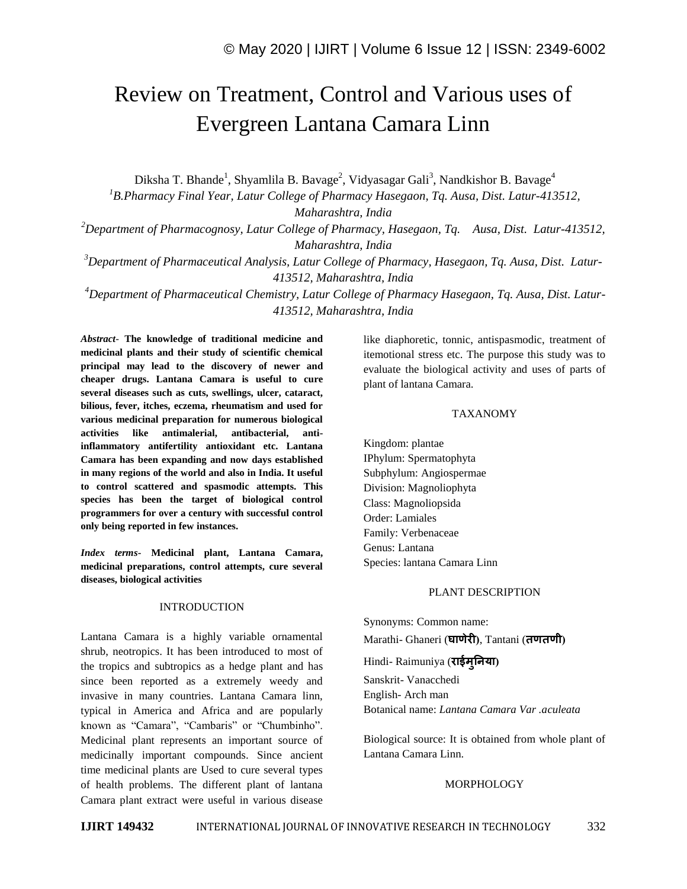# Review on Treatment, Control and Various uses of Evergreen Lantana Camara Linn

Diksha T. Bhande[1], Shyamlila B. Bavage[2], Vidyasagar Gali[3], Nandkishor B. Bavage[4]

[1]*B.Pharmacy Final Year, Latur College of Pharmacy Hasegaon, Tq. Ausa, Dist. Latur-413512, Maharashtra, India*

[2]*Department of Pharmacognosy, Latur College of Pharmacy, Hasegaon, Tq. Ausa, Dist. Latur-413512, Maharashtra, India*

[3]*Department of Pharmaceutical Analysis, Latur College of Pharmacy, Hasegaon, Tq. Ausa, Dist. Latur-413512, Maharashtra, India*

[4]*Department of Pharmaceutical Chemistry, Latur College of Pharmacy Hasegaon, Tq. Ausa, Dist. Latur-413512, Maharashtra, India*

***Abstract-*** **The knowledge of traditional medicine and medicinal plants and their study of scientific chemical principal may lead to the discovery of newer and cheaper drugs. Lantana Camara is useful to cure several diseases such as cuts, swellings, ulcer, cataract, bilious, fever, itches, eczema, rheumatism and used for various medicinal preparation for numerous biological activities like antimalerial, antibacterial, anti-inflammatory antifertility antioxidant etc. Lantana Camara has been expanding and now days established in many regions of the world and also in India. It useful to control scattered and spasmodic attempts. This species has been the target of biological control programmers for over a century with successful control only being reported in few instances.**

***Index terms-*** **Medicinal plant, Lantana Camara, medicinal preparations, control attempts, cure several diseases, biological activities**

## INTRODUCTION

Lantana Camara is a highly variable ornamental shrub, neotropics. It has been introduced to most of the tropics and subtropics as a hedge plant and has since been reported as a extremely weedy and invasive in many countries. Lantana Camara linn, typical in America and Africa and are popularly known as "Camara", "Cambaris" or "Chumbinho". Medicinal plant represents an important source of medicinally important compounds. Since ancient time medicinal plants are Used to cure several types of health problems. The different plant of lantana Camara plant extract were useful in various disease like diaphoretic, tonnic, antispasmodic, treatment of itemotional stress etc. The purpose this study was to evaluate the biological activity and uses of parts of plant of lantana Camara.

## TAXANOMY

Kingdom: plantae
IPhylum: Spermatophyta
Subphylum: Angiospermae
Division: Magnoliophyta
Class: Magnoliopsida
Order: Lamiales
Family: Verbenaceae
Genus: Lantana
Species: lantana Camara Linn

## PLANT DESCRIPTION

Synonyms: Common name:
Marathi- Ghaneri (**घाणेरी**), Tantani (**तणतणी**)
Hindi- Raimuniya (**राईमुनिया**)
Sanskrit- Vanacchedi
English- Arch man
Botanical name: *Lantana Camara Var .aculeata*

Biological source: It is obtained from whole plant of Lantana Camara Linn.

## MORPHOLOGY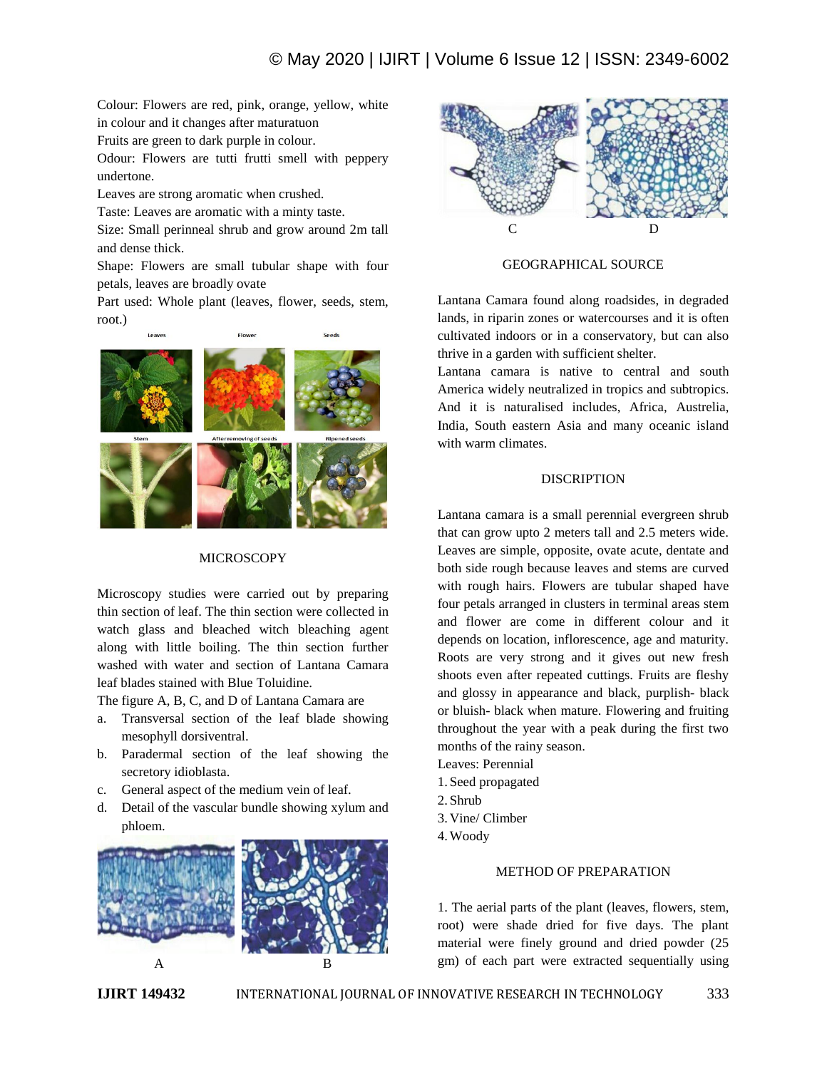Colour: Flowers are red, pink, orange, yellow, white in colour and it changes after maturatuon

Fruits are green to dark purple in colour.

Odour: Flowers are tutti frutti smell with peppery undertone.

Leaves are strong aromatic when crushed.

Taste: Leaves are aromatic with a minty taste.

Size: Small perinneal shrub and grow around 2m tall and dense thick.

Shape: Flowers are small tubular shape with four petals, leaves are broadly ovate

Part used: Whole plant (leaves, flower, seeds, stem, root.)

Leaves Flower Seeds

Stem After removing of seeds Ripened seeds

## MICROSCOPY

Microscopy studies were carried out by preparing thin section of leaf. The thin section were collected in watch glass and bleached witch bleaching agent along with little boiling. The thin section further washed with water and section of Lantana Camara leaf blades stained with Blue Toluidine.

The figure A, B, C, and D of Lantana Camara are

a. Transversal section of the leaf blade showing mesophyll dorsiventral.
b. Paradermal section of the leaf showing the secretory idioblasta.
c. General aspect of the medium vein of leaf.
d. Detail of the vascular bundle showing xylum and phloem.

A B

C D

## GEOGRAPHICAL SOURCE

Lantana Camara found along roadsides, in degraded lands, in riparin zones or watercourses and it is often cultivated indoors or in a conservatory, but can also thrive in a garden with sufficient shelter.

Lantana camara is native to central and south America widely neutralized in tropics and subtropics. And it is naturalised includes, Africa, Australia, India, South eastern Asia and many oceanic island with warm climates.

## DISCRIPTION

Lantana camara is a small perennial evergreen shrub that can grow upto 2 meters tall and 2.5 meters wide. Leaves are simple, opposite, ovate acute, dentate and both side rough because leaves and stems are curved with rough hairs. Flowers are tubular shaped have four petals arranged in clusters in terminal areas stem and flower are come in different colour and it depends on location, inflorescence, age and maturity. Roots are very strong and it gives out new fresh shoots even after repeated cuttings. Fruits are fleshy and glossy in appearance and black, purplish- black or bluish- black when mature. Flowering and fruiting throughout the year with a peak during the first two months of the rainy season.

Leaves: Perennial

1. Seed propagated
2. Shrub
3. Vine/ Climber
4. Woody

## METHOD OF PREPARATION

1. The aerial parts of the plant (leaves, flowers, stem, root) were shade dried for five days. The plant material were finely ground and dried powder (25 gm) of each part were extracted sequentially using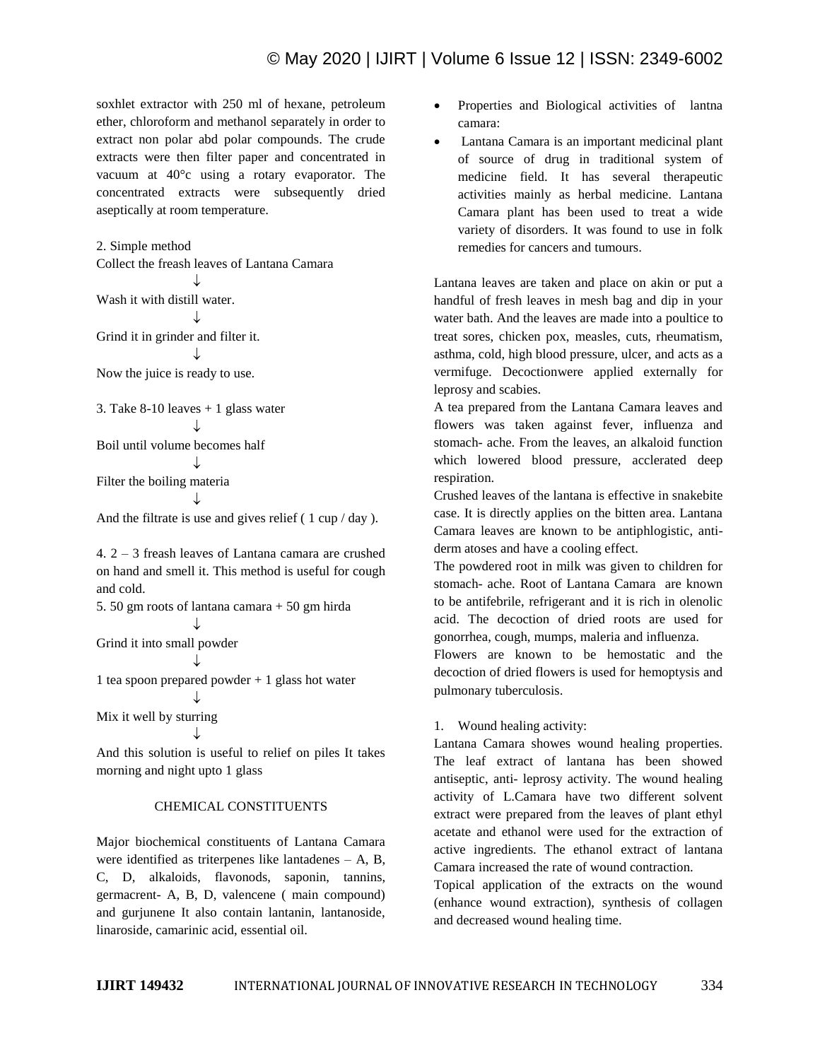soxhlet extractor with 250 ml of hexane, petroleum ether, chloroform and methanol separately in order to extract non polar abd polar compounds. The crude extracts were then filter paper and concentrated in vacuum at 40°c using a rotary evaporator. The concentrated extracts were subsequently dried aseptically at room temperature.

2. Simple method

Collect the freash leaves of Lantana Camara

↓

Wash it with distill water.

↓

Grind it in grinder and filter it.

↓

Now the juice is ready to use.

3. Take 8-10 leaves + 1 glass water

↓

Boil until volume becomes half

↓

Filter the boiling materia

↓

And the filtrate is use and gives relief ( 1 cup / day ).

4. 2 – 3 freash leaves of Lantana camara are crushed on hand and smell it. This method is useful for cough and cold.

5. 50 gm roots of lantana camara + 50 gm hirda

↓

Grind it into small powder

↓

1 tea spoon prepared powder + 1 glass hot water

↓

Mix it well by sturring

↓

And this solution is useful to relief on piles It takes morning and night upto 1 glass

## CHEMICAL CONSTITUENTS

Major biochemical constituents of Lantana Camara were identified as triterpenes like lantadenes – A, B, C, D, alkaloids, flavonods, saponin, tannins, germacrent- A, B, D, valencene ( main compound) and gurjunene It also contain lantanin, lantanoside, linaroside, camarinic acid, essential oil.

- Properties and Biological activities of lantna camara:
- Lantana Camara is an important medicinal plant of source of drug in traditional system of medicine field. It has several therapeutic activities mainly as herbal medicine. Lantana Camara plant has been used to treat a wide variety of disorders. It was found to use in folk remedies for cancers and tumours.

Lantana leaves are taken and place on akin or put a handful of fresh leaves in mesh bag and dip in your water bath. And the leaves are made into a poultice to treat sores, chicken pox, measles, cuts, rheumatism, asthma, cold, high blood pressure, ulcer, and acts as a vermifuge. Decoctionwere applied externally for leprosy and scabies.

A tea prepared from the Lantana Camara leaves and flowers was taken against fever, influenza and stomach- ache. From the leaves, an alkaloid function which lowered blood pressure, acclerated deep respiration.

Crushed leaves of the lantana is effective in snakebite case. It is directly applies on the bitten area. Lantana Camara leaves are known to be antiphlogistic, anti-derm atoses and have a cooling effect.

The powdered root in milk was given to children for stomach- ache. Root of Lantana Camara are known to be antifebrile, refrigerant and it is rich in olenolic acid. The decoction of dried roots are used for gonorrhea, cough, mumps, maleria and influenza.

Flowers are known to be hemostatic and the decoction of dried flowers is used for hemoptysis and pulmonary tuberculosis.

1. Wound healing activity:

Lantana Camara showes wound healing properties. The leaf extract of lantana has been showed antiseptic, anti- leprosy activity. The wound healing activity of L.Camara have two different solvent extract were prepared from the leaves of plant ethyl acetate and ethanol were used for the extraction of active ingredients. The ethanol extract of lantana Camara increased the rate of wound contraction.

Topical application of the extracts on the wound (enhance wound extraction), synthesis of collagen and decreased wound healing time.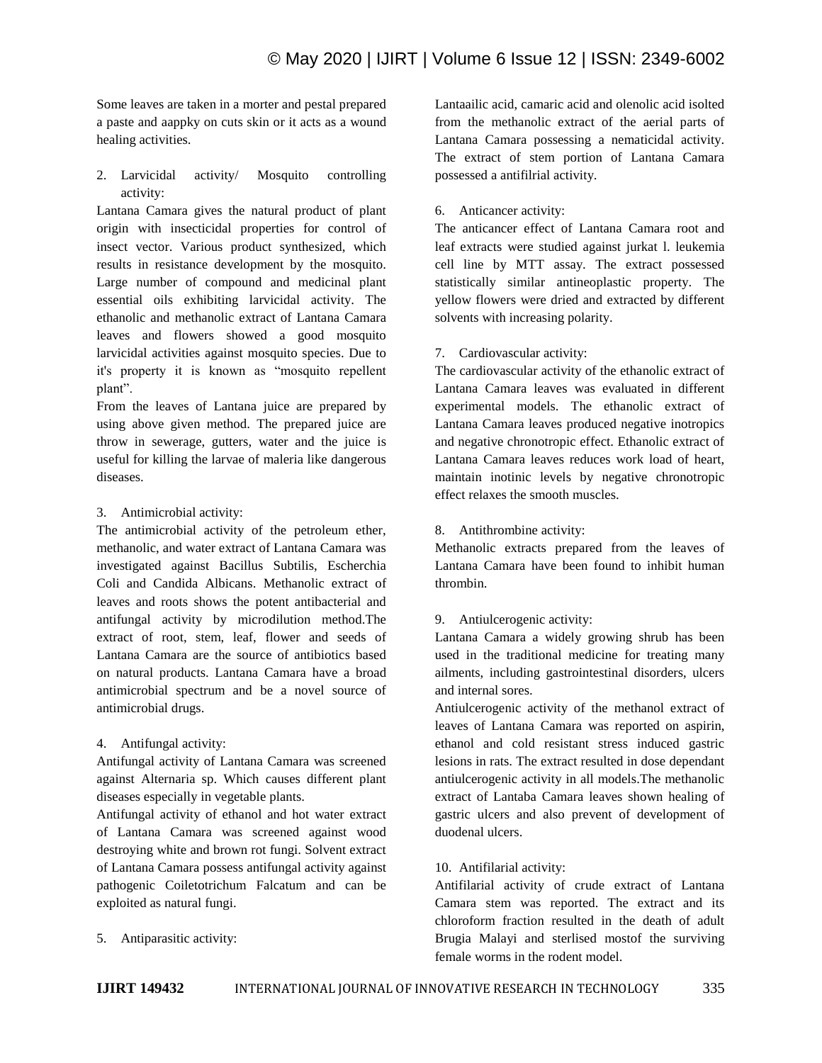Some leaves are taken in a morter and pestal prepared a paste and aappky on cuts skin or it acts as a wound healing activities.

2. Larvicidal activity/ Mosquito controlling activity:

Lantana Camara gives the natural product of plant origin with insecticidal properties for control of insect vector. Various product synthesized, which results in resistance development by the mosquito. Large number of compound and medicinal plant essential oils exhibiting larvicidal activity. The ethanolic and methanolic extract of Lantana Camara leaves and flowers showed a good mosquito larvicidal activities against mosquito species. Due to it's property it is known as "mosquito repellent plant".

From the leaves of Lantana juice are prepared by using above given method. The prepared juice are throw in sewerage, gutters, water and the juice is useful for killing the larvae of maleria like dangerous diseases.

3. Antimicrobial activity:

The antimicrobial activity of the petroleum ether, methanolic, and water extract of Lantana Camara was investigated against Bacillus Subtilis, Escherchia Coli and Candida Albicans. Methanolic extract of leaves and roots shows the potent antibacterial and antifungal activity by microdilution method.The extract of root, stem, leaf, flower and seeds of Lantana Camara are the source of antibiotics based on natural products. Lantana Camara have a broad antimicrobial spectrum and be a novel source of antimicrobial drugs.

4. Antifungal activity:

Antifungal activity of Lantana Camara was screened against Alternaria sp. Which causes different plant diseases especially in vegetable plants.

Antifungal activity of ethanol and hot water extract of Lantana Camara was screened against wood destroying white and brown rot fungi. Solvent extract of Lantana Camara possess antifungal activity against pathogenic Coiletotrichum Falcatum and can be exploited as natural fungi.

5. Antiparasitic activity:

Lantaailic acid, camaric acid and olenolic acid isolted from the methanolic extract of the aerial parts of Lantana Camara possessing a nematicidal activity. The extract of stem portion of Lantana Camara possessed a antifilrial activity.

6. Anticancer activity:

The anticancer effect of Lantana Camara root and leaf extracts were studied against jurkat l. leukemia cell line by MTT assay. The extract possessed statistically similar antineoplastic property. The yellow flowers were dried and extracted by different solvents with increasing polarity.

7. Cardiovascular activity:

The cardiovascular activity of the ethanolic extract of Lantana Camara leaves was evaluated in different experimental models. The ethanolic extract of Lantana Camara leaves produced negative inotropics and negative chronotropic effect. Ethanolic extract of Lantana Camara leaves reduces work load of heart, maintain inotinic levels by negative chronotropic effect relaxes the smooth muscles.

8. Antithrombine activity:

Methanolic extracts prepared from the leaves of Lantana Camara have been found to inhibit human thrombin.

9. Antiulcerogenic activity:

Lantana Camara a widely growing shrub has been used in the traditional medicine for treating many ailments, including gastrointestinal disorders, ulcers and internal sores.

Antiulcerogenic activity of the methanol extract of leaves of Lantana Camara was reported on aspirin, ethanol and cold resistant stress induced gastric lesions in rats. The extract resulted in dose dependant antiulcerogenic activity in all models.The methanolic extract of Lantaba Camara leaves shown healing of gastric ulcers and also prevent of development of duodenal ulcers.

10. Antifilarial activity:

Antifilarial activity of crude extract of Lantana Camara stem was reported. The extract and its chloroform fraction resulted in the death of adult Brugia Malayi and sterlised mostof the surviving female worms in the rodent model.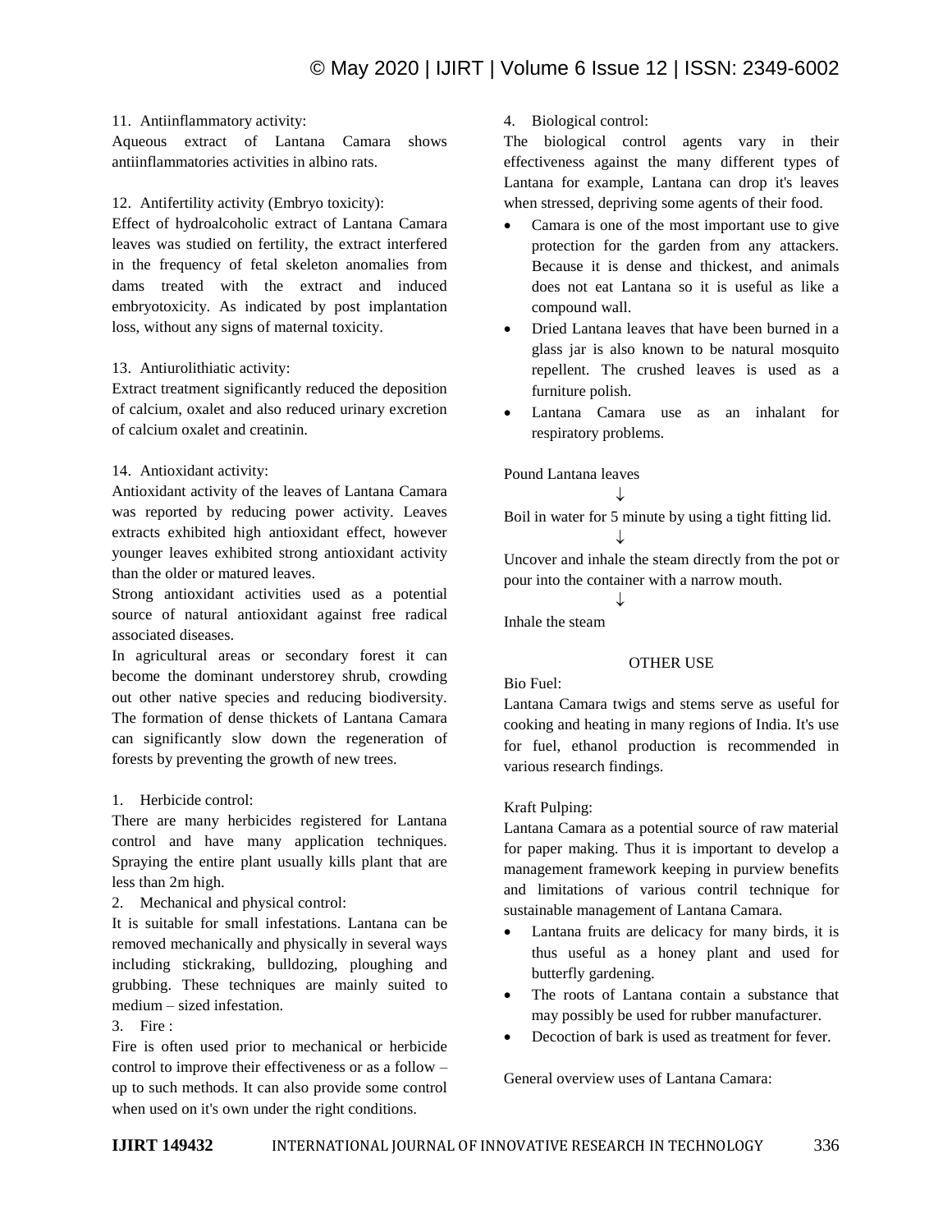11. Antiinflammatory activity:

Aqueous extract of Lantana Camara shows antiinflammatories activities in albino rats.

12. Antifertility activity (Embryo toxicity):

Effect of hydroalcoholic extract of Lantana Camara leaves was studied on fertility, the extract interfered in the frequency of fetal skeleton anomalies from dams treated with the extract and induced embryotoxicity. As indicated by post implantation loss, without any signs of maternal toxicity.

13. Antiurolithiatic activity:

Extract treatment significantly reduced the deposition of calcium, oxalet and also reduced urinary excretion of calcium oxalet and creatinin.

14. Antioxidant activity:

Antioxidant activity of the leaves of Lantana Camara was reported by reducing power activity. Leaves extracts exhibited high antioxidant effect, however younger leaves exhibited strong antioxidant activity than the older or matured leaves.

Strong antioxidant activities used as a potential source of natural antioxidant against free radical associated diseases.

In agricultural areas or secondary forest it can become the dominant understorey shrub, crowding out other native species and reducing biodiversity. The formation of dense thickets of Lantana Camara can significantly slow down the regeneration of forests by preventing the growth of new trees.

1. Herbicide control:

There are many herbicides registered for Lantana control and have many application techniques. Spraying the entire plant usually kills plant that are less than 2m high.

2. Mechanical and physical control:

It is suitable for small infestations. Lantana can be removed mechanically and physically in several ways including stickraking, bulldozing, ploughing and grubbing. These techniques are mainly suited to medium – sized infestation.

3. Fire :

Fire is often used prior to mechanical or herbicide control to improve their effectiveness or as a follow – up to such methods. It can also provide some control when used on it's own under the right conditions.

4. Biological control:

The biological control agents vary in their effectiveness against the many different types of Lantana for example, Lantana can drop it's leaves when stressed, depriving some agents of their food.

- Camara is one of the most important use to give protection for the garden from any attackers. Because it is dense and thickest, and animals does not eat Lantana so it is useful as like a compound wall.
- Dried Lantana leaves that have been burned in a glass jar is also known to be natural mosquito repellent. The crushed leaves is used as a furniture polish.
- Lantana Camara use as an inhalant for respiratory problems.

Pound Lantana leaves

↓

Boil in water for 5 minute by using a tight fitting lid.

↓

Uncover and inhale the steam directly from the pot or pour into the container with a narrow mouth.

↓

Inhale the steam

OTHER USE

Bio Fuel:

Lantana Camara twigs and stems serve as useful for cooking and heating in many regions of India. It's use for fuel, ethanol production is recommended in various research findings.

Kraft Pulping:

Lantana Camara as a potential source of raw material for paper making. Thus it is important to develop a management framework keeping in purview benefits and limitations of various contril technique for sustainable management of Lantana Camara.

- Lantana fruits are delicacy for many birds, it is thus useful as a honey plant and used for butterfly gardening.
- The roots of Lantana contain a substance that may possibly be used for rubber manufacturer.
- Decoction of bark is used as treatment for fever.

General overview uses of Lantana Camara: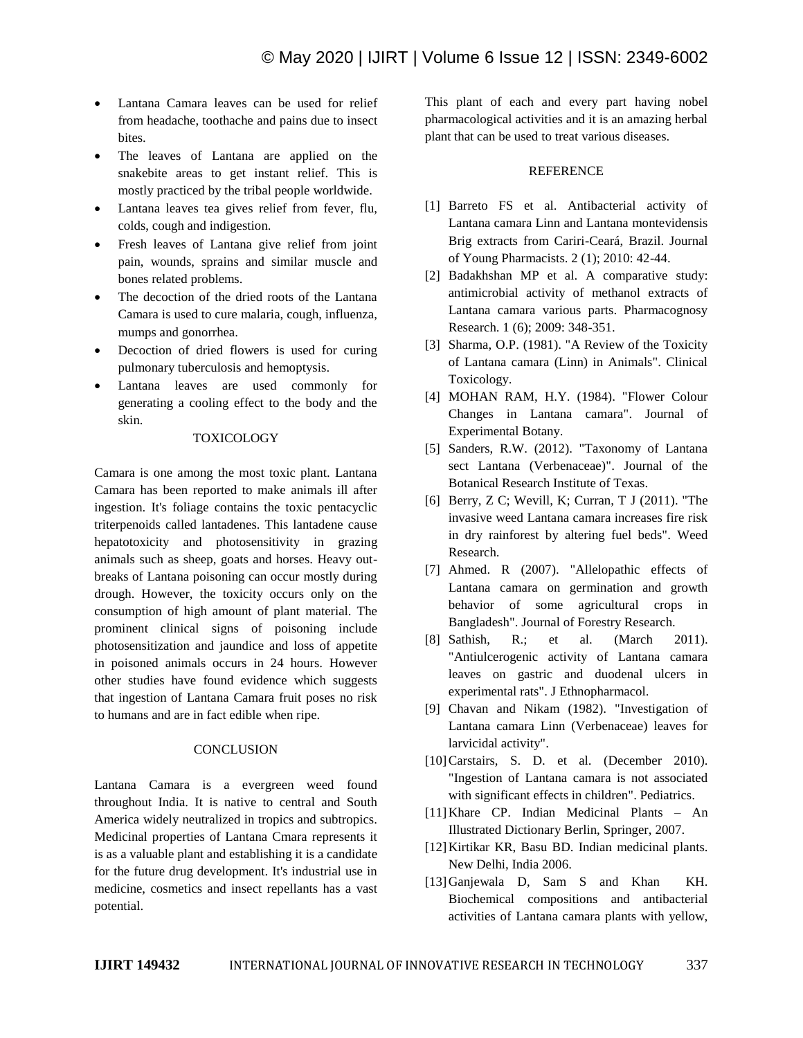- Lantana Camara leaves can be used for relief from headache, toothache and pains due to insect bites.
- The leaves of Lantana are applied on the snakebite areas to get instant relief. This is mostly practiced by the tribal people worldwide.
- Lantana leaves tea gives relief from fever, flu, colds, cough and indigestion.
- Fresh leaves of Lantana give relief from joint pain, wounds, sprains and similar muscle and bones related problems.
- The decoction of the dried roots of the Lantana Camara is used to cure malaria, cough, influenza, mumps and gonorrhea.
- Decoction of dried flowers is used for curing pulmonary tuberculosis and hemoptysis.
- Lantana leaves are used commonly for generating a cooling effect to the body and the skin.

## TOXICOLOGY

Camara is one among the most toxic plant. Lantana Camara has been reported to make animals ill after ingestion. It's foliage contains the toxic pentacyclic triterpenoids called lantadenes. This lantadene cause hepatotoxicity and photosensitivity in grazing animals such as sheep, goats and horses. Heavy out-breaks of Lantana poisoning can occur mostly during drough. However, the toxicity occurs only on the consumption of high amount of plant material. The prominent clinical signs of poisoning include photosensitization and jaundice and loss of appetite in poisoned animals occurs in 24 hours. However other studies have found evidence which suggests that ingestion of Lantana Camara fruit poses no risk to humans and are in fact edible when ripe.

## CONCLUSION

Lantana Camara is a evergreen weed found throughout India. It is native to central and South America widely neutralized in tropics and subtropics. Medicinal properties of Lantana Cmara represents it is as a valuable plant and establishing it is a candidate for the future drug development. It's industrial use in medicine, cosmetics and insect repellants has a vast potential.

This plant of each and every part having nobel pharmacological activities and it is an amazing herbal plant that can be used to treat various diseases.

## REFERENCE

[1] Barreto FS et al. Antibacterial activity of Lantana camara Linn and Lantana montevidensis Brig extracts from Cariri-Ceará, Brazil. Journal of Young Pharmacists. 2 (1); 2010: 42-44.

[2] Badakhshan MP et al. A comparative study: antimicrobial activity of methanol extracts of Lantana camara various parts. Pharmacognosy Research. 1 (6); 2009: 348-351.

[3] Sharma, O.P. (1981). "A Review of the Toxicity of Lantana camara (Linn) in Animals". Clinical Toxicology.

[4] MOHAN RAM, H.Y. (1984). "Flower Colour Changes in Lantana camara". Journal of Experimental Botany.

[5] Sanders, R.W. (2012). "Taxonomy of Lantana sect Lantana (Verbenaceae)". Journal of the Botanical Research Institute of Texas.

[6] Berry, Z C; Wevill, K; Curran, T J (2011). "The invasive weed Lantana camara increases fire risk in dry rainforest by altering fuel beds". Weed Research.

[7] Ahmed. R (2007). "Allelopathic effects of Lantana camara on germination and growth behavior of some agricultural crops in Bangladesh". Journal of Forestry Research.

[8] Sathish, R.; et al. (March 2011). "Antiulcerogenic activity of Lantana camara leaves on gastric and duodenal ulcers in experimental rats". J Ethnopharmacol.

[9] Chavan and Nikam (1982). "Investigation of Lantana camara Linn (Verbenaceae) leaves for larvicidal activity".

[10] Carstairs, S. D. et al. (December 2010). "Ingestion of Lantana camara is not associated with significant effects in children". Pediatrics.

[11] Khare CP. Indian Medicinal Plants – An Illustrated Dictionary Berlin, Springer, 2007.

[12] Kirtikar KR, Basu BD. Indian medicinal plants. New Delhi, India 2006.

[13] Ganjewala D, Sam S and Khan KH. Biochemical compositions and antibacterial activities of Lantana camara plants with yellow,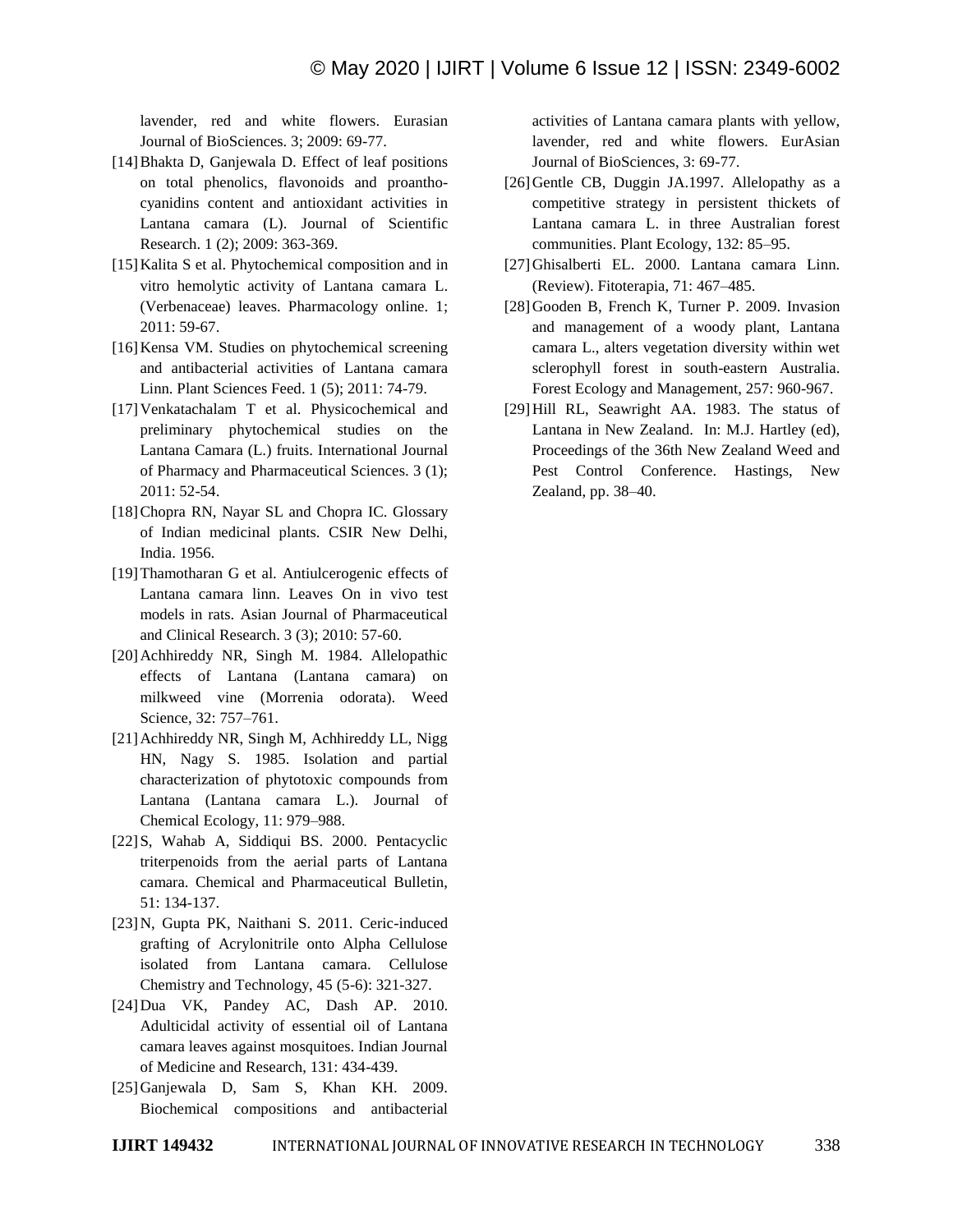lavender, red and white flowers. Eurasian Journal of BioSciences. 3; 2009: 69-77.

[14] Bhakta D, Ganjewala D. Effect of leaf positions on total phenolics, flavonoids and proantho-cyanidins content and antioxidant activities in Lantana camara (L). Journal of Scientific Research. 1 (2); 2009: 363-369.

[15] Kalita S et al. Phytochemical composition and in vitro hemolytic activity of Lantana camara L. (Verbenaceae) leaves. Pharmacology online. 1; 2011: 59-67.

[16] Kensa VM. Studies on phytochemical screening and antibacterial activities of Lantana camara Linn. Plant Sciences Feed. 1 (5); 2011: 74-79.

[17] Venkatachalam T et al. Physicochemical and preliminary phytochemical studies on the Lantana Camara (L.) fruits. International Journal of Pharmacy and Pharmaceutical Sciences. 3 (1); 2011: 52-54.

[18] Chopra RN, Nayar SL and Chopra IC. Glossary of Indian medicinal plants. CSIR New Delhi, India. 1956.

[19] Thamotharan G et al. Antiulcerogenic effects of Lantana camara linn. Leaves On in vivo test models in rats. Asian Journal of Pharmaceutical and Clinical Research. 3 (3); 2010: 57-60.

[20] Achhireddy NR, Singh M. 1984. Allelopathic effects of Lantana (Lantana camara) on milkweed vine (Morrenia odorata). Weed Science, 32: 757–761.

[21] Achhireddy NR, Singh M, Achhireddy LL, Nigg HN, Nagy S. 1985. Isolation and partial characterization of phytotoxic compounds from Lantana (Lantana camara L.). Journal of Chemical Ecology, 11: 979–988.

[22] S, Wahab A, Siddiqui BS. 2000. Pentacyclic triterpenoids from the aerial parts of Lantana camara. Chemical and Pharmaceutical Bulletin, 51: 134-137.

[23] N, Gupta PK, Naithani S. 2011. Ceric-induced grafting of Acrylonitrile onto Alpha Cellulose isolated from Lantana camara. Cellulose Chemistry and Technology, 45 (5-6): 321-327.

[24] Dua VK, Pandey AC, Dash AP. 2010. Adulticidal activity of essential oil of Lantana camara leaves against mosquitoes. Indian Journal of Medicine and Research, 131: 434-439.

[25] Ganjewala D, Sam S, Khan KH. 2009. Biochemical compositions and antibacterial activities of Lantana camara plants with yellow, lavender, red and white flowers. EurAsian Journal of BioSciences, 3: 69-77.

[26] Gentle CB, Duggin JA.1997. Allelopathy as a competitive strategy in persistent thickets of Lantana camara L. in three Australian forest communities. Plant Ecology, 132: 85–95.

[27] Ghisalberti EL. 2000. Lantana camara Linn. (Review). Fitoterapia, 71: 467–485.

[28] Gooden B, French K, Turner P. 2009. Invasion and management of a woody plant, Lantana camara L., alters vegetation diversity within wet sclerophyll forest in south-eastern Australia. Forest Ecology and Management, 257: 960-967.

[29] Hill RL, Seawright AA. 1983. The status of Lantana in New Zealand. In: M.J. Hartley (ed), Proceedings of the 36th New Zealand Weed and Pest Control Conference. Hastings, New Zealand, pp. 38–40.